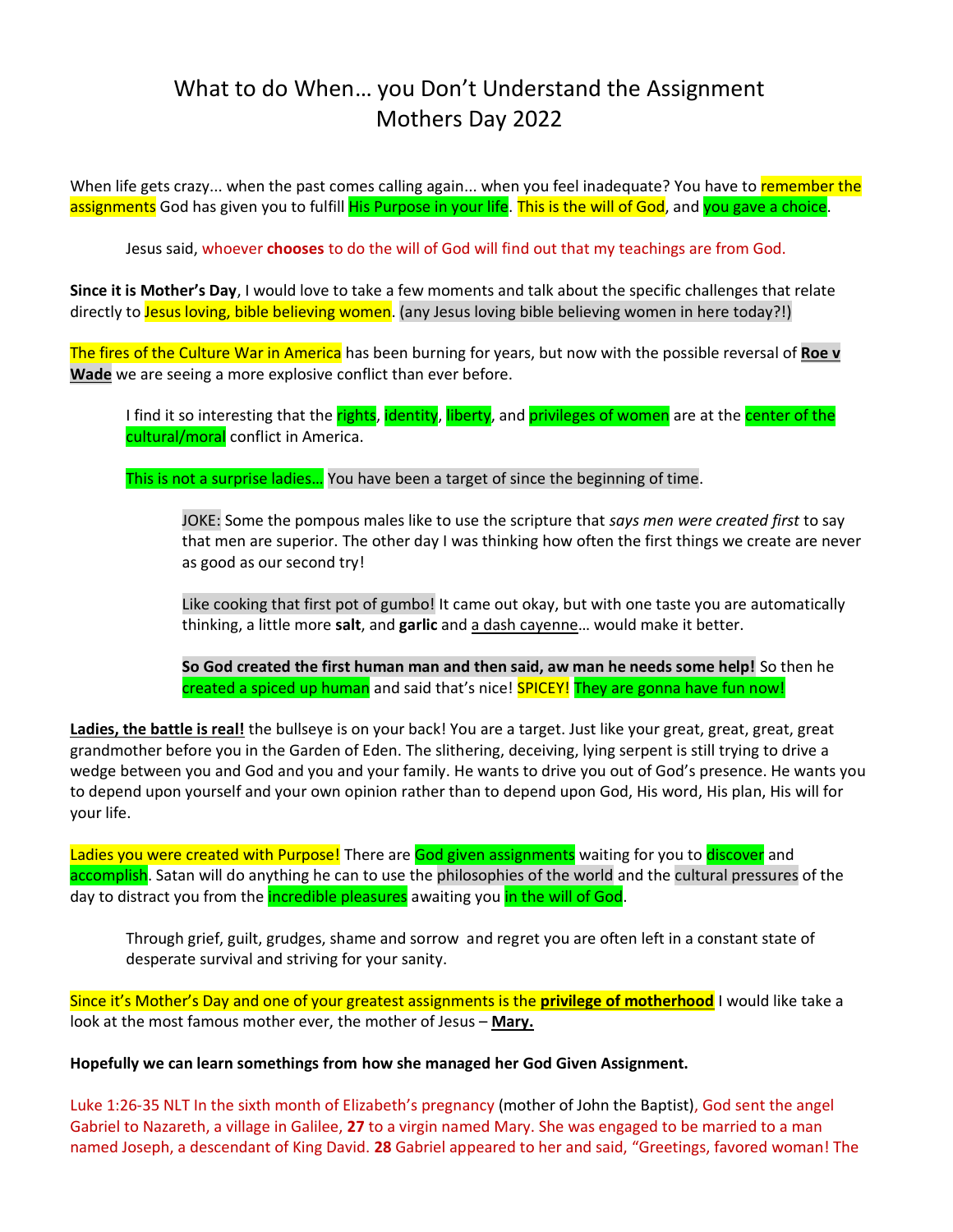# What to do When… you Don't Understand the Assignment
# Mothers Day 2022

When life gets crazy... when the past comes calling again... when you feel inadequate? You have to remember the assignments God has given you to fulfill His Purpose in your life. This is the will of God, and you gave a choice.

> Jesus said, whoever **chooses** to do the will of God will find out that my teachings are from God.

**Since it is Mother's Day**, I would love to take a few moments and talk about the specific challenges that relate directly to Jesus loving, bible believing women. (any Jesus loving bible believing women in here today?!)

The fires of the Culture War in America has been burning for years, but now with the possible reversal of **Roe v Wade** we are seeing a more explosive conflict than ever before.

> I find it so interesting that the rights, identity, liberty, and privileges of women are at the center of the cultural/moral conflict in America.
>
> This is not a surprise ladies… You have been a target of since the beginning of time.
>
> > JOKE: Some the pompous males like to use the scripture that *says men were created first* to say that men are superior. The other day I was thinking how often the first things we create are never as good as our second try!
> >
> > Like cooking that first pot of gumbo! It came out okay, but with one taste you are automatically thinking, a little more **salt**, and **garlic** and a dash cayenne… would make it better.
> >
> > **So God created the first human man and then said, aw man he needs some help!** So then he created a spiced up human and said that's nice! SPICEY! They are gonna have fun now!

**Ladies, the battle is real!** the bullseye is on your back! You are a target. Just like your great, great, great, great grandmother before you in the Garden of Eden. The slithering, deceiving, lying serpent is still trying to drive a wedge between you and God and you and your family. He wants to drive you out of God's presence. He wants you to depend upon yourself and your own opinion rather than to depend upon God, His word, His plan, His will for your life.

Ladies you were created with Purpose! There are God given assignments waiting for you to discover and accomplish. Satan will do anything he can to use the philosophies of the world and the cultural pressures of the day to distract you from the incredible pleasures awaiting you in the will of God.

> Through grief, guilt, grudges, shame and sorrow and regret you are often left in a constant state of desperate survival and striving for your sanity.

Since it's Mother's Day and one of your greatest assignments is the **privilege of motherhood** I would like take a look at the most famous mother ever, the mother of Jesus – **Mary.**

**Hopefully we can learn somethings from how she managed her God Given Assignment.**

Luke 1:26-35 NLT In the sixth month of Elizabeth's pregnancy (mother of John the Baptist), God sent the angel Gabriel to Nazareth, a village in Galilee, **27** to a virgin named Mary. She was engaged to be married to a man named Joseph, a descendant of King David. **28** Gabriel appeared to her and said, "Greetings, favored woman! The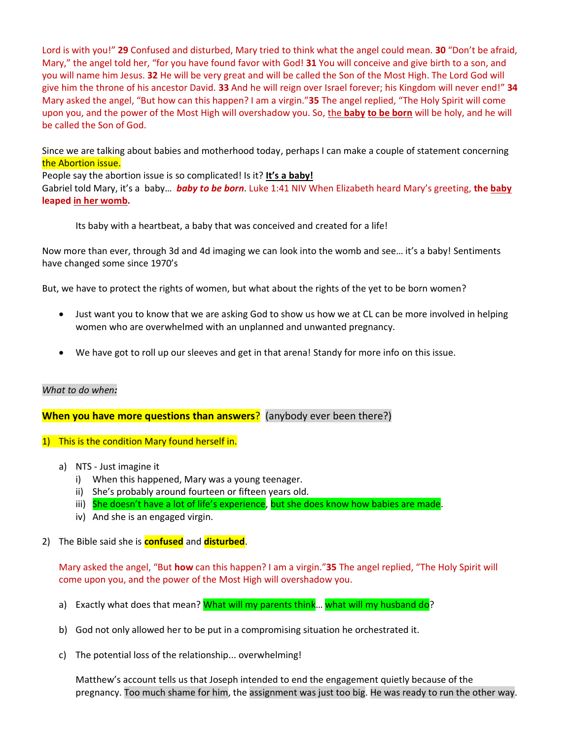Lord is with you!" **29** Confused and disturbed, Mary tried to think what the angel could mean. **30** "Don't be afraid, Mary," the angel told her, "for you have found favor with God! **31** You will conceive and give birth to a son, and you will name him Jesus. **32** He will be very great and will be called the Son of the Most High. The Lord God will give him the throne of his ancestor David. **33** And he will reign over Israel forever; his Kingdom will never end!" **34** Mary asked the angel, "But how can this happen? I am a virgin."**35** The angel replied, "The Holy Spirit will come upon you, and the power of the Most High will overshadow you. So, the **baby** **to be born** will be holy, and he will be called the Son of God.

Since we are talking about babies and motherhood today, perhaps I can make a couple of statement concerning the Abortion issue.

People say the abortion issue is so complicated! Is it? **It's a baby!**

Gabriel told Mary, it's a baby… ***baby to be born***. Luke 1:41 NIV When Elizabeth heard Mary's greeting, **the baby leaped in her womb.**

Its baby with a heartbeat, a baby that was conceived and created for a life!

Now more than ever, through 3d and 4d imaging we can look into the womb and see… it's a baby! Sentiments have changed some since 1970's

But, we have to protect the rights of women, but what about the rights of the yet to be born women?

- Just want you to know that we are asking God to show us how we at CL can be more involved in helping women who are overwhelmed with an unplanned and unwanted pregnancy.
- We have got to roll up our sleeves and get in that arena! Standy for more info on this issue.

*What to do when:*

**When you have more questions than answers**? (anybody ever been there?)

1) This is the condition Mary found herself in.
   a) NTS - Just imagine it
      i) When this happened, Mary was a young teenager.
      ii) She's probably around fourteen or fifteen years old.
      iii) She doesn't have a lot of life's experience, but she does know how babies are made.
      iv) And she is an engaged virgin.

2) The Bible said she is **confused** and **disturbed**.

   Mary asked the angel, "But **how** can this happen? I am a virgin."**35** The angel replied, "The Holy Spirit will come upon you, and the power of the Most High will overshadow you.

   a) Exactly what does that mean? What will my parents think… what will my husband do?
   b) God not only allowed her to be put in a compromising situation he orchestrated it.
   c) The potential loss of the relationship... overwhelming!

   Matthew's account tells us that Joseph intended to end the engagement quietly because of the pregnancy. Too much shame for him, the assignment was just too big. He was ready to run the other way.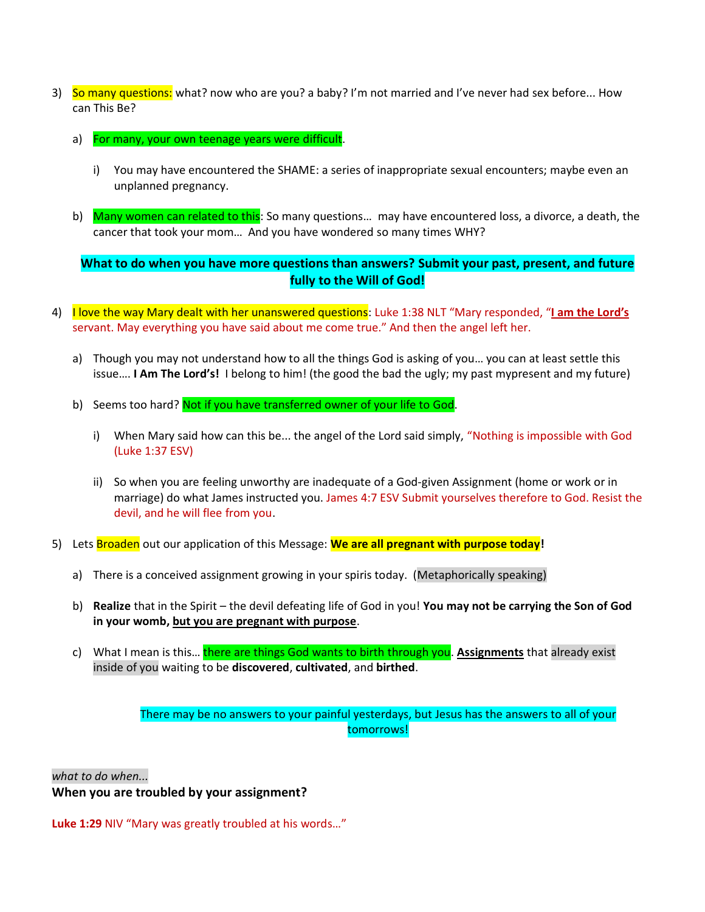3) So many questions: what? now who are you? a baby? I'm not married and I've never had sex before... How can This Be?

   a) For many, your own teenage years were difficult.

      i) You may have encountered the SHAME: a series of inappropriate sexual encounters; maybe even an unplanned pregnancy.

   b) Many women can related to this: So many questions… may have encountered loss, a divorce, a death, the cancer that took your mom… And you have wondered so many times WHY?

**What to do when you have more questions than answers? Submit your past, present, and future fully to the Will of God!**

4) I love the way Mary dealt with her unanswered questions: Luke 1:38 NLT "Mary responded, "**I am the Lord's** servant. May everything you have said about me come true." And then the angel left her.

   a) Though you may not understand how to all the things God is asking of you… you can at least settle this issue…. **I Am The Lord's!** I belong to him! (the good the bad the ugly; my past mypresent and my future)

   b) Seems too hard? Not if you have transferred owner of your life to God.

      i) When Mary said how can this be... the angel of the Lord said simply, "Nothing is impossible with God (Luke 1:37 ESV)

      ii) So when you are feeling unworthy are inadequate of a God-given Assignment (home or work or in marriage) do what James instructed you. James 4:7 ESV Submit yourselves therefore to God. Resist the devil, and he will flee from you.

5) Lets Broaden out our application of this Message: **We are all pregnant with purpose today!**

   a) There is a conceived assignment growing in your spiris today. (Metaphorically speaking)

   b) **Realize** that in the Spirit – the devil defeating life of God in you! **You may not be carrying the Son of God in your womb, but you are pregnant with purpose**.

   c) What I mean is this… there are things God wants to birth through you. **Assignments** that already exist inside of you waiting to be **discovered**, **cultivated**, and **birthed**.

There may be no answers to your painful yesterdays, but Jesus has the answers to all of your tomorrows!

*what to do when...*

**When you are troubled by your assignment?**

**Luke 1:29** NIV "Mary was greatly troubled at his words…"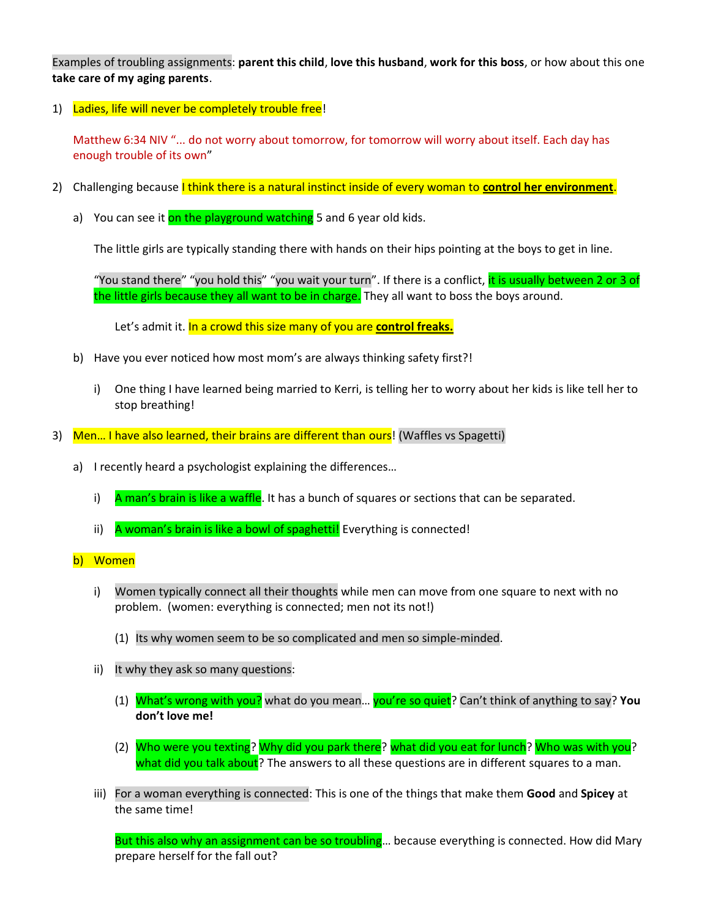Examples of troubling assignments: **parent this child**, **love this husband**, **work for this boss**, or how about this one **take care of my aging parents**.

1) Ladies, life will never be completely trouble free!

   Matthew 6:34 NIV "… do not worry about tomorrow, for tomorrow will worry about itself. Each day has enough trouble of its own"

2) Challenging because I think there is a natural instinct inside of every woman to **control her environment**.

   a) You can see it on the playground watching 5 and 6 year old kids.

      The little girls are typically standing there with hands on their hips pointing at the boys to get in line.

      "You stand there" "you hold this" "you wait your turn". If there is a conflict, it is usually between 2 or 3 of the little girls because they all want to be in charge. They all want to boss the boys around.

      Let's admit it. In a crowd this size many of you are **control freaks.**

   b) Have you ever noticed how most mom's are always thinking safety first?!

      i) One thing I have learned being married to Kerri, is telling her to worry about her kids is like tell her to stop breathing!

3) Men… I have also learned, their brains are different than ours! (Waffles vs Spagetti)

   a) I recently heard a psychologist explaining the differences…

      i) A man's brain is like a waffle. It has a bunch of squares or sections that can be separated.

      ii) A woman's brain is like a bowl of spaghetti! Everything is connected!

   b) Women

      i) Women typically connect all their thoughts while men can move from one square to next with no problem. (women: everything is connected; men not its not!)

         (1) Its why women seem to be so complicated and men so simple-minded.

      ii) It why they ask so many questions:

         (1) What's wrong with you? what do you mean… you're so quiet? Can't think of anything to say? **You don't love me!**

         (2) Who were you texting? Why did you park there? what did you eat for lunch? Who was with you? what did you talk about? The answers to all these questions are in different squares to a man.

      iii) For a woman everything is connected: This is one of the things that make them **Good** and **Spicey** at the same time!

         But this also why an assignment can be so troubling… because everything is connected. How did Mary prepare herself for the fall out?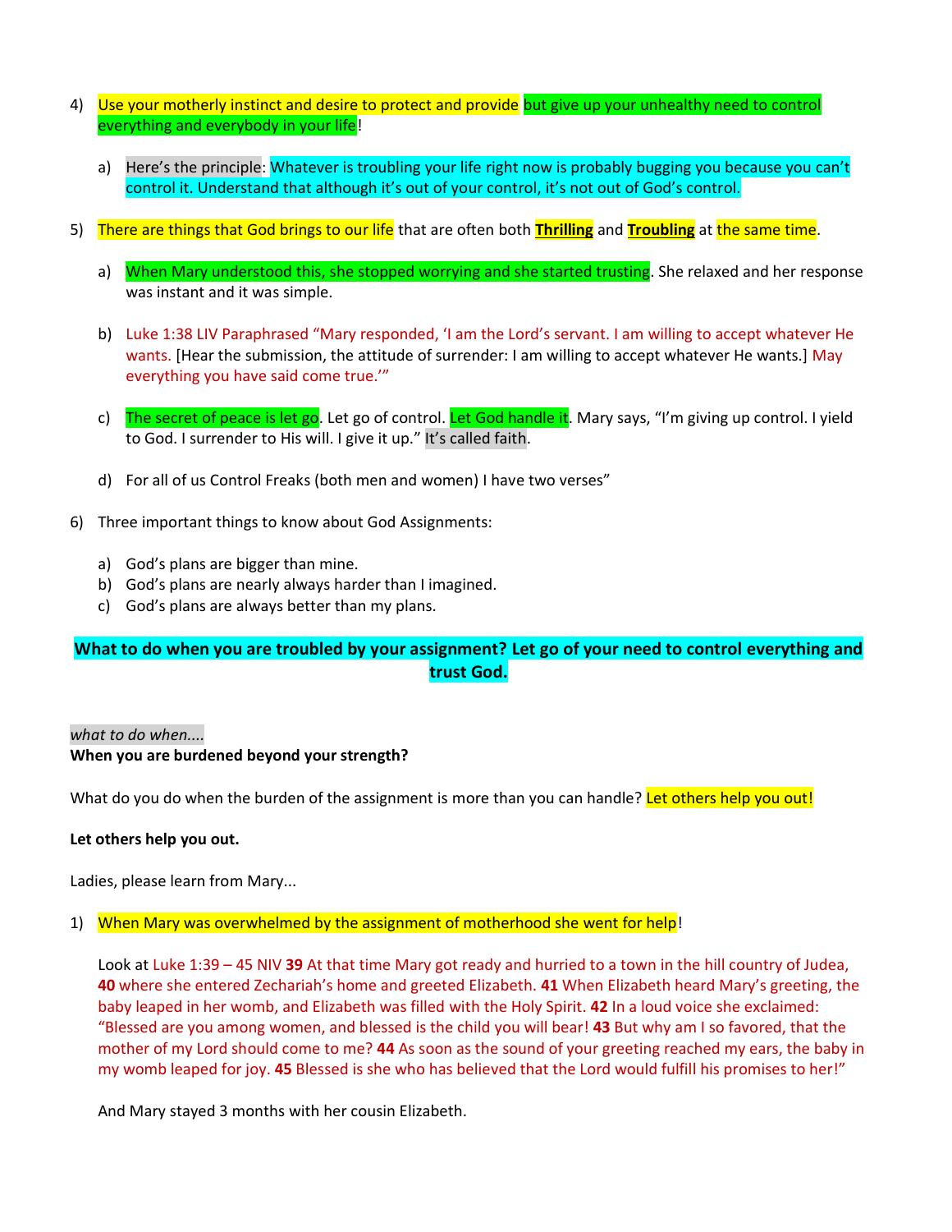4) Use your motherly instinct and desire to protect and provide but give up your unhealthy need to control everything and everybody in your life!

   a) Here's the principle: Whatever is troubling your life right now is probably bugging you because you can't control it. Understand that although it's out of your control, it's not out of God's control.

5) There are things that God brings to our life that are often both **Thrilling** and **Troubling** at the same time.

   a) When Mary understood this, she stopped worrying and she started trusting. She relaxed and her response was instant and it was simple.

   b) Luke 1:38 LIV Paraphrased "Mary responded, 'I am the Lord's servant. I am willing to accept whatever He wants. [Hear the submission, the attitude of surrender: I am willing to accept whatever He wants.] May everything you have said come true.'"

   c) The secret of peace is let go. Let go of control. Let God handle it. Mary says, "I'm giving up control. I yield to God. I surrender to His will. I give it up." It's called faith.

   d) For all of us Control Freaks (both men and women) I have two verses"

6) Three important things to know about God Assignments:

   a) God's plans are bigger than mine.
   b) God's plans are nearly always harder than I imagined.
   c) God's plans are always better than my plans.

**What to do when you are troubled by your assignment? Let go of your need to control everything and trust God.**

*what to do when....*

**When you are burdened beyond your strength?**

What do you do when the burden of the assignment is more than you can handle? Let others help you out!

**Let others help you out.**

Ladies, please learn from Mary...

1) When Mary was overwhelmed by the assignment of motherhood she went for help!

   Look at Luke 1:39 – 45 NIV **39** At that time Mary got ready and hurried to a town in the hill country of Judea, **40** where she entered Zechariah's home and greeted Elizabeth. **41** When Elizabeth heard Mary's greeting, the baby leaped in her womb, and Elizabeth was filled with the Holy Spirit. **42** In a loud voice she exclaimed: "Blessed are you among women, and blessed is the child you will bear! **43** But why am I so favored, that the mother of my Lord should come to me? **44** As soon as the sound of your greeting reached my ears, the baby in my womb leaped for joy. **45** Blessed is she who has believed that the Lord would fulfill his promises to her!"

   And Mary stayed 3 months with her cousin Elizabeth.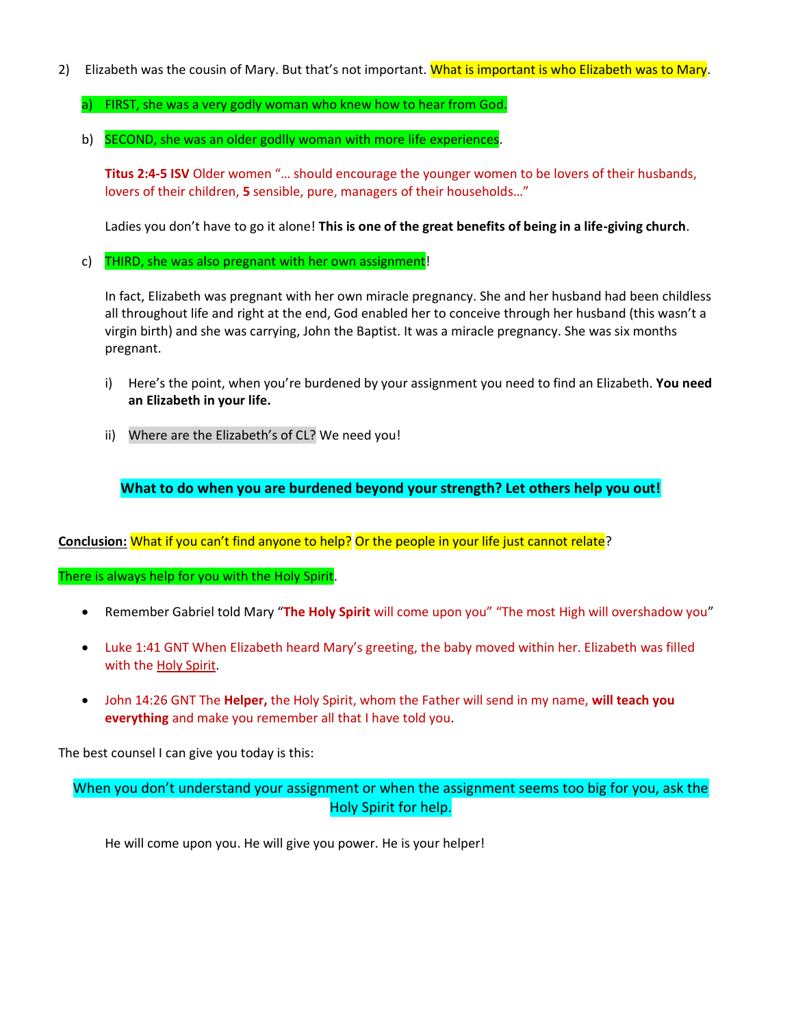2) Elizabeth was the cousin of Mary. But that's not important. What is important is who Elizabeth was to Mary.

   a) FIRST, she was a very godly woman who knew how to hear from God.

   b) SECOND, she was an older godlly woman with more life experiences.

      **Titus 2:4-5 ISV** Older women "… should encourage the younger women to be lovers of their husbands, lovers of their children, **5** sensible, pure, managers of their households…"

      Ladies you don't have to go it alone! **This is one of the great benefits of being in a life-giving church**.

   c) THIRD, she was also pregnant with her own assignment!

      In fact, Elizabeth was pregnant with her own miracle pregnancy. She and her husband had been childless all throughout life and right at the end, God enabled her to conceive through her husband (this wasn't a virgin birth) and she was carrying, John the Baptist. It was a miracle pregnancy. She was six months pregnant.

      i) Here's the point, when you're burdened by your assignment you need to find an Elizabeth. **You need an Elizabeth in your life.**

      ii) Where are the Elizabeth's of CL? We need you!

**What to do when you are burdened beyond your strength? Let others help you out!**

**Conclusion:** What if you can't find anyone to help? Or the people in your life just cannot relate?

There is always help for you with the Holy Spirit.

- Remember Gabriel told Mary "**The Holy Spirit** will come upon you" "The most High will overshadow you"
- Luke 1:41 GNT When Elizabeth heard Mary's greeting, the baby moved within her. Elizabeth was filled with the Holy Spirit.
- John 14:26 GNT The **Helper,** the Holy Spirit, whom the Father will send in my name, **will teach you everything** and make you remember all that I have told you.

The best counsel I can give you today is this:

When you don't understand your assignment or when the assignment seems too big for you, ask the Holy Spirit for help.

He will come upon you. He will give you power. He is your helper!